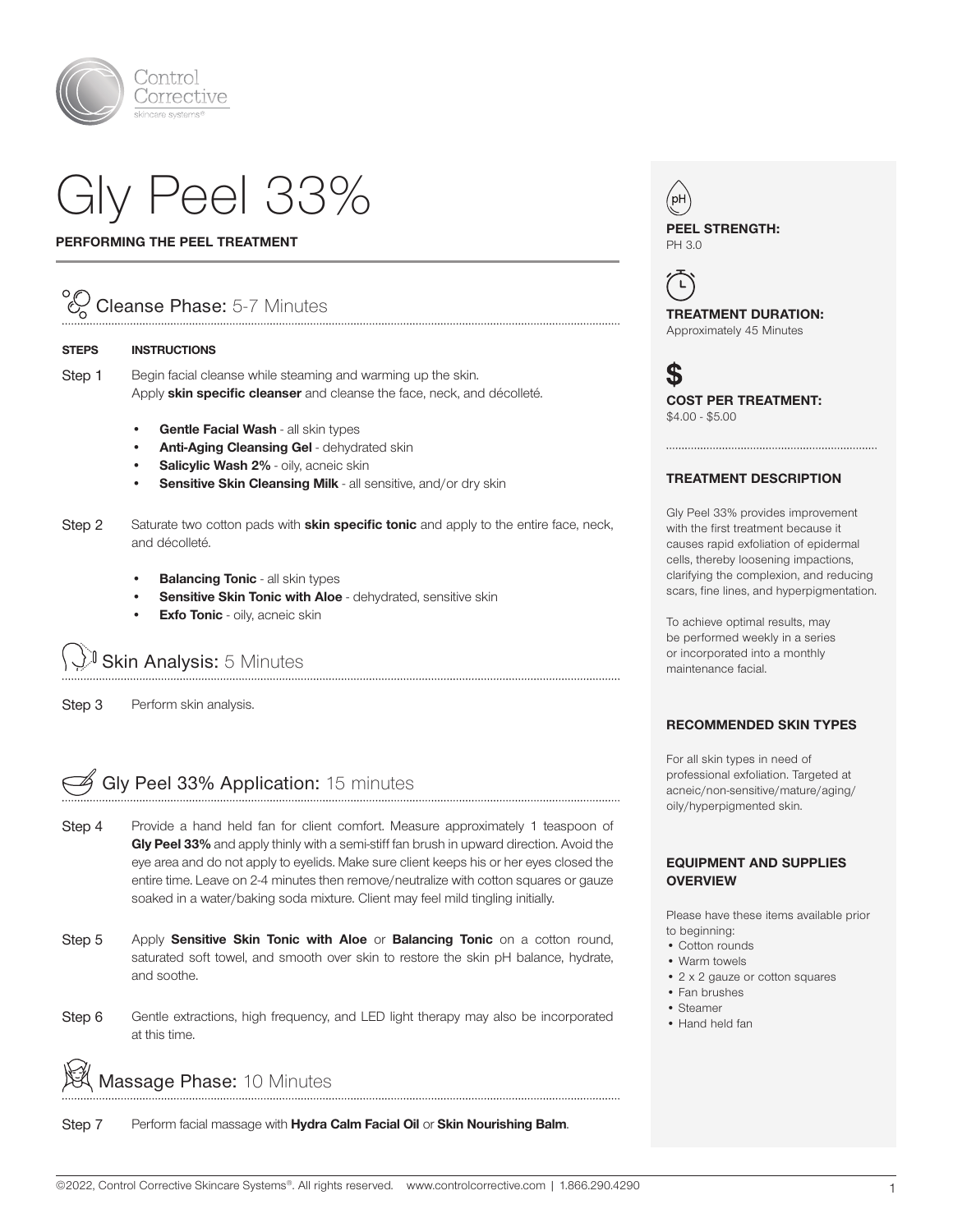Control Corrective skincare systems®

# Gly Peel 33%

**PERFORMING THE PEEL TREATMENT**

## Cleanse Phase: 5-7 Minutes

| STEPS | INSTRUCTIONS |
| --- | --- |
| Step 1 | Begin facial cleanse while steaming and warming up the skin. Apply **skin specific cleanser** and cleanse the face, neck, and décolleté. |

- **Gentle Facial Wash** - all skin types
- **Anti-Aging Cleansing Gel** - dehydrated skin
- **Salicylic Wash 2%** - oily, acneic skin
- **Sensitive Skin Cleansing Milk** - all sensitive, and/or dry skin

Step 2 — Saturate two cotton pads with **skin specific tonic** and apply to the entire face, neck, and décolleté.

- **Balancing Tonic** - all skin types
- **Sensitive Skin Tonic with Aloe** - dehydrated, sensitive skin
- **Exfo Tonic** - oily, acneic skin

## Skin Analysis: 5 Minutes

Step 3 — Perform skin analysis.

## Gly Peel 33% Application: 15 minutes

Step 4 — Provide a hand held fan for client comfort. Measure approximately 1 teaspoon of **Gly Peel 33%** and apply thinly with a semi-stiff fan brush in upward direction. Avoid the eye area and do not apply to eyelids. Make sure client keeps his or her eyes closed the entire time. Leave on 2-4 minutes then remove/neutralize with cotton squares or gauze soaked in a water/baking soda mixture. Client may feel mild tingling initially.

Step 5 — Apply **Sensitive Skin Tonic with Aloe** or **Balancing Tonic** on a cotton round, saturated soft towel, and smooth over skin to restore the skin pH balance, hydrate, and soothe.

Step 6 — Gentle extractions, high frequency, and LED light therapy may also be incorporated at this time.

## Massage Phase: 10 Minutes

Step 7 — Perform facial massage with **Hydra Calm Facial Oil** or **Skin Nourishing Balm**.

---

**PEEL STRENGTH:**
PH 3.0

**TREATMENT DURATION:**
Approximately 45 Minutes

**COST PER TREATMENT:**
$4.00 - $5.00

### TREATMENT DESCRIPTION

Gly Peel 33% provides improvement with the first treatment because it causes rapid exfoliation of epidermal cells, thereby loosening impactions, clarifying the complexion, and reducing scars, fine lines, and hyperpigmentation.

To achieve optimal results, may be performed weekly in a series or incorporated into a monthly maintenance facial.

### RECOMMENDED SKIN TYPES

For all skin types in need of professional exfoliation. Targeted at acneic/non-sensitive/mature/aging/oily/hyperpigmented skin.

### EQUIPMENT AND SUPPLIES OVERVIEW

Please have these items available prior to beginning:

- Cotton rounds
- Warm towels
- 2 x 2 gauze or cotton squares
- Fan brushes
- Steamer
- Hand held fan

©2022, Control Corrective Skincare Systems®. All rights reserved. www.controlcorrective.com | 1.866.290.4290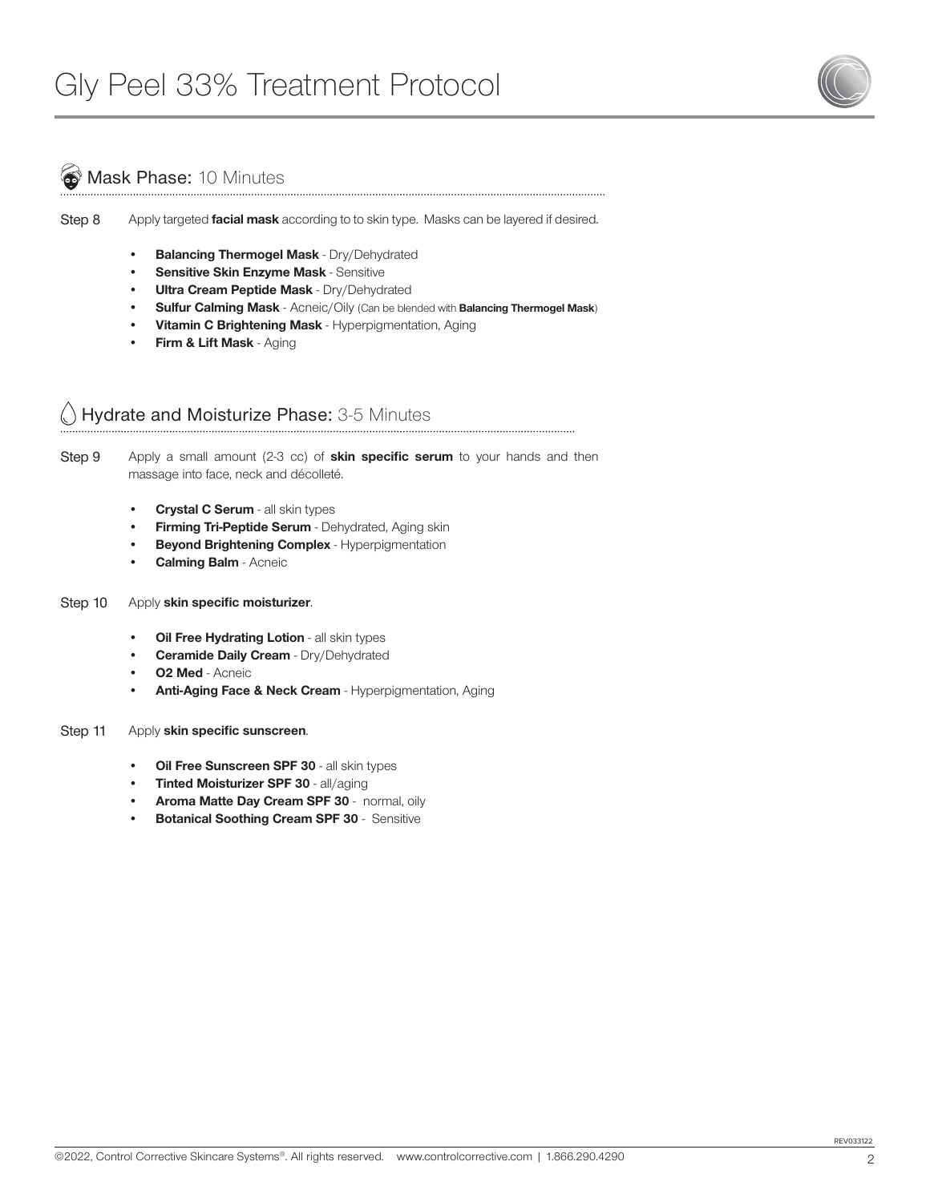# Gly Peel 33% Treatment Protocol

## Mask Phase: 10 Minutes

Step 8 Apply targeted **facial mask** according to to skin type. Masks can be layered if desired.

- **Balancing Thermogel Mask** - Dry/Dehydrated
- **Sensitive Skin Enzyme Mask** - Sensitive
- **Ultra Cream Peptide Mask** - Dry/Dehydrated
- **Sulfur Calming Mask** - Acneic/Oily (Can be blended with **Balancing Thermogel Mask**)
- **Vitamin C Brightening Mask** - Hyperpigmentation, Aging
- **Firm & Lift Mask** - Aging

## Hydrate and Moisturize Phase: 3-5 Minutes

Step 9 Apply a small amount (2-3 cc) of **skin specific serum** to your hands and then massage into face, neck and décolleté.

- **Crystal C Serum** - all skin types
- **Firming Tri-Peptide Serum** - Dehydrated, Aging skin
- **Beyond Brightening Complex** - Hyperpigmentation
- **Calming Balm** - Acneic

Step 10 Apply **skin specific moisturizer**.

- **Oil Free Hydrating Lotion** - all skin types
- **Ceramide Daily Cream** - Dry/Dehydrated
- **O2 Med** - Acneic
- **Anti-Aging Face & Neck Cream** - Hyperpigmentation, Aging

Step 11 Apply **skin specific sunscreen**.

- **Oil Free Sunscreen SPF 30** - all skin types
- **Tinted Moisturizer SPF 30** - all/aging
- **Aroma Matte Day Cream SPF 30** - normal, oily
- **Botanical Soothing Cream SPF 30** - Sensitive

REV033122

©2022, Control Corrective Skincare Systems®. All rights reserved. www.controlcorrective.com | 1.866.290.4290